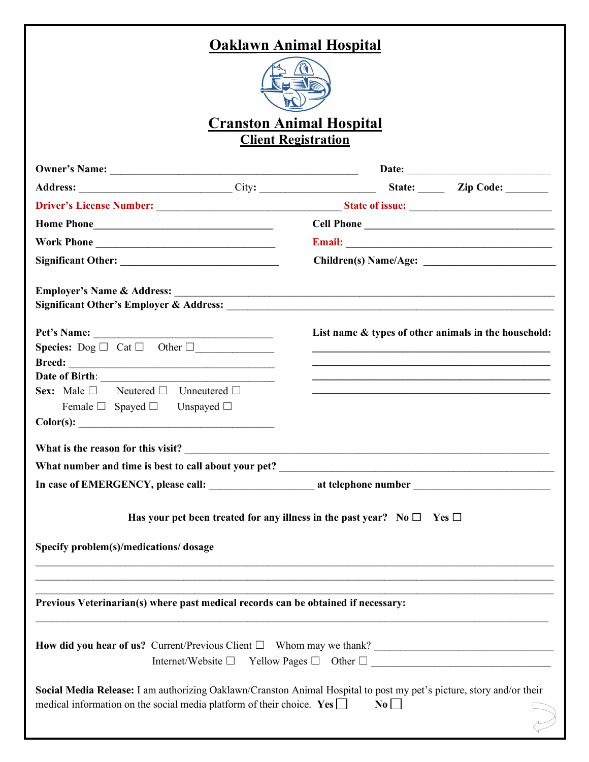# Oakl﻿awn Animal Hospital

# Cranston Animal Hospital

## Client Registration

**Owner's Name:** ____________________________________________ **Date:** __________________________

**Address:** ___________________________ City: ____________________ **State:** _____ **Zip Code:** ________

**Driver's License Number:** _________________________________ **State of issue:** __________________________

**Home Phone** _________________________________ **Cell Phone** __________________________________

**Work Phone** _________________________________ **Email:** ______________________________________

**Significant Other:** _____________________________ **Children(s) Name/Age:** _______________________

**Employer's Name & Address:** ____________________________________________________________________

**Significant Other's Employer & Address:** ___________________________________________________________

**Pet's Name:** ________________________________

**Species:** Dog ☐ Cat ☐ Other ☐______________

**Breed:** _____________________________________

**Date of Birth**: ________________________________

**Sex:** Male ☐ Neutered ☐ Unneutered ☐

Female ☐ Spayed ☐ Unspayed ☐

**Color(s):** ___________________________________

**List name & types of other animals in the household:**

____________________________________________

____________________________________________

____________________________________________

____________________________________________

**What is the reason for this visit?** _________________________________________________________________

**What number and time is best to call about your pet?** _________________________________________________

**In case of EMERGENCY, please call:** ___________________ **at telephone number** ________________________

**Has your pet been treated for any illness in the past year?** **No** ☐ **Yes** ☐

**Specify problem(s)/medications/ dosage**

_____________________________________________________________________________________________

_____________________________________________________________________________________________

_____________________________________________________________________________________________

**Previous Veterinarian(s) where past medical records can be obtained if necessary:**

_____________________________________________________________________________________________

**How did you hear of us?** Current/Previous Client ☐ Whom may we thank? __________________________________

Internet/Website ☐ Yellow Pages ☐ Other ☐ _________________________________

**Social Media Release:** I am authorizing Oaklawn/Cranston Animal Hospital to post my pet's picture, story and/or their medical information on the social media platform of their choice. **Yes** ☐ **No** ☐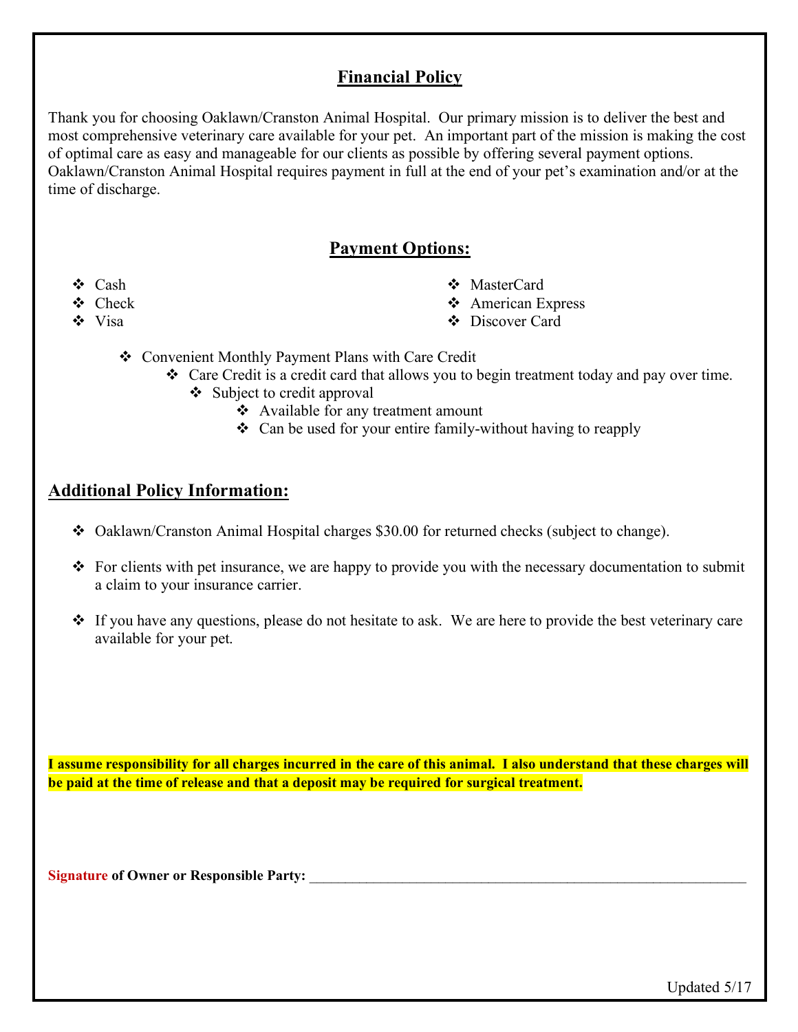## Financial Policy

Thank you for choosing Oaklawn/Cranston Animal Hospital. Our primary mission is to deliver the best and most comprehensive veterinary care available for your pet. An important part of the mission is making the cost of optimal care as easy and manageable for our clients as possible by offering several payment options. Oaklawn/Cranston Animal Hospital requires payment in full at the end of your pet's examination and/or at the time of discharge.

## Payment Options:

- Cash
- Check
- Visa
- MasterCard
- American Express
- Discover Card

- Convenient Monthly Payment Plans with Care Credit
  - Care Credit is a credit card that allows you to begin treatment today and pay over time.
    - Subject to credit approval
      - Available for any treatment amount
      - Can be used for your entire family-without having to reapply

## Additional Policy Information:

- Oaklawn/Cranston Animal Hospital charges $30.00 for returned checks (subject to change).

- For clients with pet insurance, we are happy to provide you with the necessary documentation to submit a claim to your insurance carrier.

- If you have any questions, please do not hesitate to ask. We are here to provide the best veterinary care available for your pet.

**I assume responsibility for all charges incurred in the care of this animal. I also understand that these charges will be paid at the time of release and that a deposit may be required for surgical treatment.**

**Signature of Owner or Responsible Party:** ______________________________________________

Updated 5/17